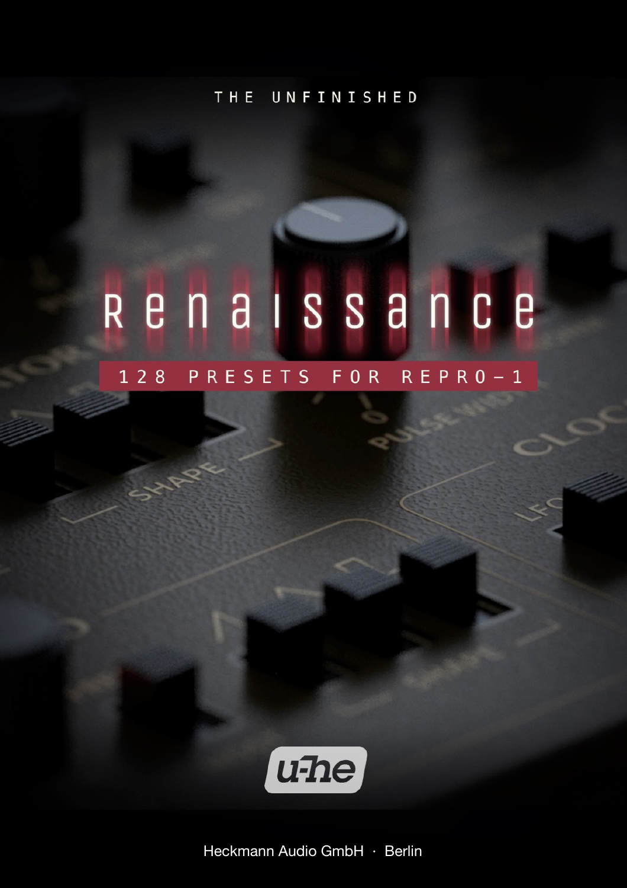THE UNFINISHED

# renaissance

## 128 PRESETS FOR REPRO-1

u-he

Heckmann Audio GmbH · Berlin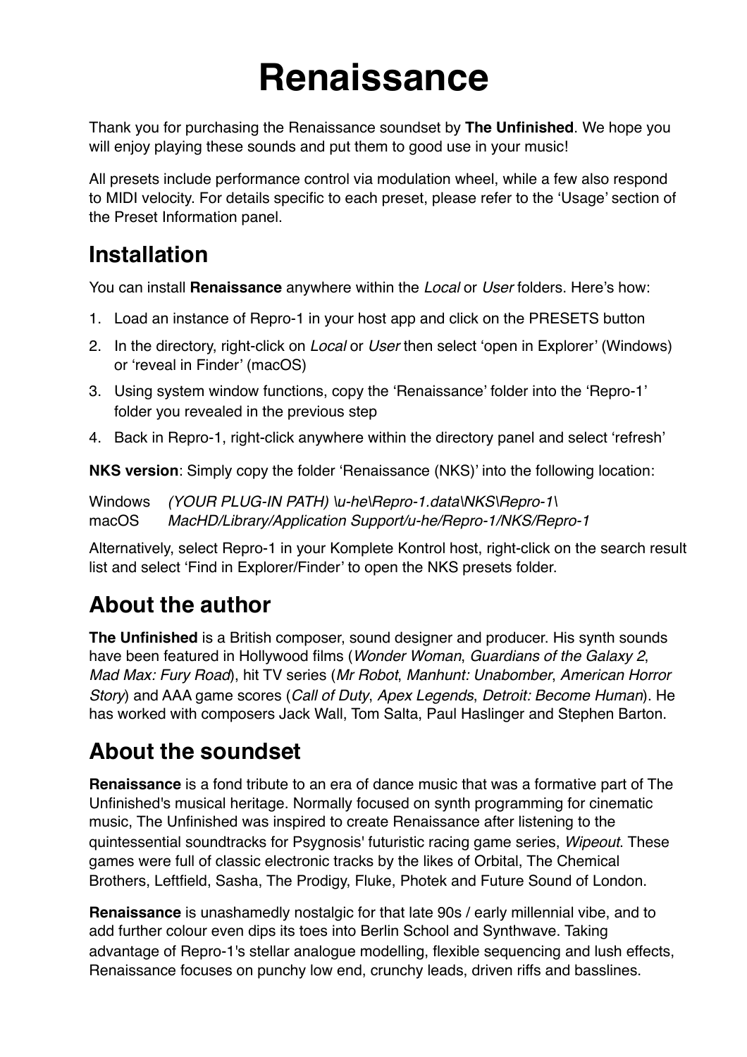# Renaissance

Thank you for purchasing the Renaissance soundset by **The Unfinished**. We hope you will enjoy playing these sounds and put them to good use in your music!

All presets include performance control via modulation wheel, while a few also respond to MIDI velocity. For details specific to each preset, please refer to the 'Usage' section of the Preset Information panel.

## Installation

You can install **Renaissance** anywhere within the *Local* or *User* folders. Here's how:

1. Load an instance of Repro-1 in your host app and click on the PRESETS button
2. In the directory, right-click on *Local* or *User* then select 'open in Explorer' (Windows) or 'reveal in Finder' (macOS)
3. Using system window functions, copy the 'Renaissance' folder into the 'Repro-1' folder you revealed in the previous step
4. Back in Repro-1, right-click anywhere within the directory panel and select 'refresh'

**NKS version**: Simply copy the folder 'Renaissance (NKS)' into the following location:

Windows *(YOUR PLUG-IN PATH) \u-he\Repro-1.data\NKS\Repro-1\*
macOS *MacHD/Library/Application Support/u-he/Repro-1/NKS/Repro-1*

Alternatively, select Repro-1 in your Komplete Kontrol host, right-click on the search result list and select 'Find in Explorer/Finder' to open the NKS presets folder.

## About the author

**The Unfinished** is a British composer, sound designer and producer. His synth sounds have been featured in Hollywood films (*Wonder Woman*, *Guardians of the Galaxy 2*, *Mad Max: Fury Road*), hit TV series (*Mr Robot*, *Manhunt: Unabomber*, *American Horror Story*) and AAA game scores (*Call of Duty*, *Apex Legends*, *Detroit: Become Human*). He has worked with composers Jack Wall, Tom Salta, Paul Haslinger and Stephen Barton.

## About the soundset

**Renaissance** is a fond tribute to an era of dance music that was a formative part of The Unfinished's musical heritage. Normally focused on synth programming for cinematic music, The Unfinished was inspired to create Renaissance after listening to the quintessential soundtracks for Psygnosis' futuristic racing game series, *Wipeout*. These games were full of classic electronic tracks by the likes of Orbital, The Chemical Brothers, Leftfield, Sasha, The Prodigy, Fluke, Photek and Future Sound of London.

**Renaissance** is unashamedly nostalgic for that late 90s / early millennial vibe, and to add further colour even dips its toes into Berlin School and Synthwave. Taking advantage of Repro-1's stellar analogue modelling, flexible sequencing and lush effects, Renaissance focuses on punchy low end, crunchy leads, driven riffs and basslines.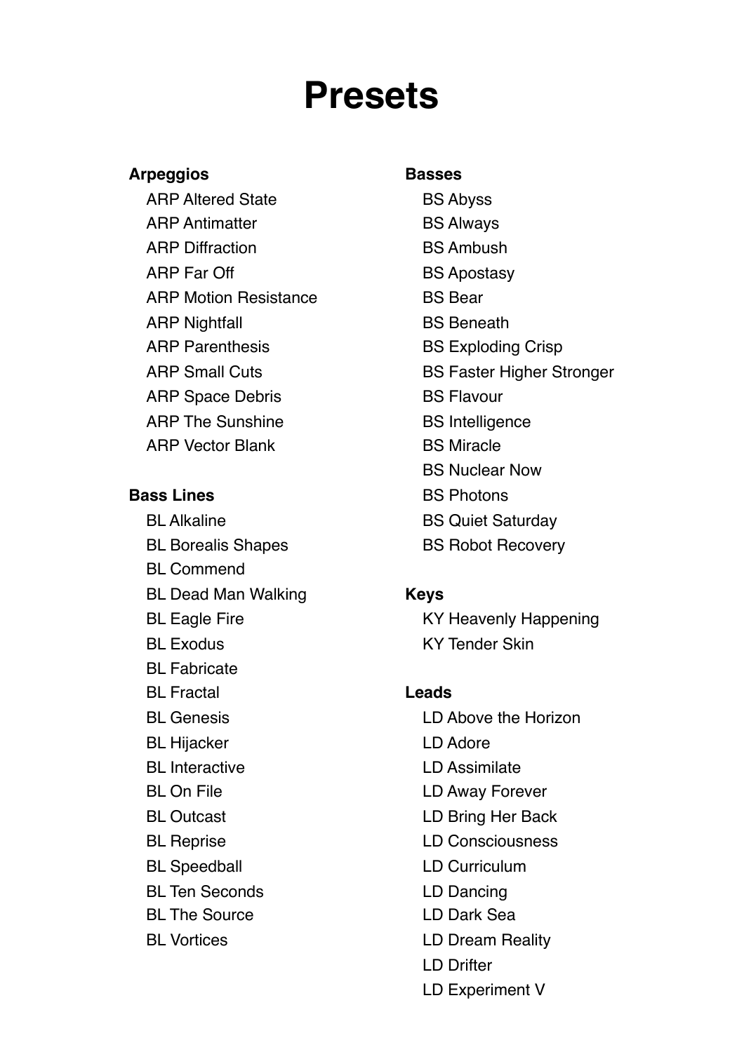# Presets

**Arpeggios**

- ARP Altered State
- ARP Antimatter
- ARP Diffraction
- ARP Far Off
- ARP Motion Resistance
- ARP Nightfall
- ARP Parenthesis
- ARP Small Cuts
- ARP Space Debris
- ARP The Sunshine
- ARP Vector Blank

**Bass Lines**

- BL Alkaline
- BL Borealis Shapes
- BL Commend
- BL Dead Man Walking
- BL Eagle Fire
- BL Exodus
- BL Fabricate
- BL Fractal
- BL Genesis
- BL Hijacker
- BL Interactive
- BL On File
- BL Outcast
- BL Reprise
- BL Speedball
- BL Ten Seconds
- BL The Source
- BL Vortices

**Basses**

- BS Abyss
- BS Always
- BS Ambush
- BS Apostasy
- BS Bear
- BS Beneath
- BS Exploding Crisp
- BS Faster Higher Stronger
- BS Flavour
- BS Intelligence
- BS Miracle
- BS Nuclear Now
- BS Photons
- BS Quiet Saturday
- BS Robot Recovery

**Keys**

- KY Heavenly Happening
- KY Tender Skin

**Leads**

- LD Above the Horizon
- LD Adore
- LD Assimilate
- LD Away Forever
- LD Bring Her Back
- LD Consciousness
- LD Curriculum
- LD Dancing
- LD Dark Sea
- LD Dream Reality
- LD Drifter
- LD Experiment V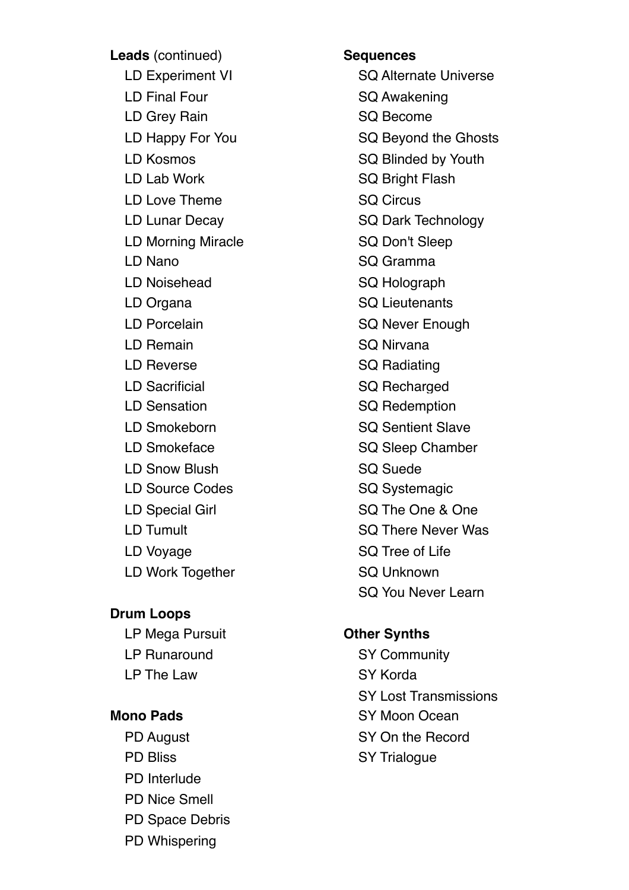**Leads** (continued)

- LD Experiment VI
- LD Final Four
- LD Grey Rain
- LD Happy For You
- LD Kosmos
- LD Lab Work
- LD Love Theme
- LD Lunar Decay
- LD Morning Miracle
- LD Nano
- LD Noisehead
- LD Organa
- LD Porcelain
- LD Remain
- LD Reverse
- LD Sacrificial
- LD Sensation
- LD Smokeborn
- LD Smokeface
- LD Snow Blush
- LD Source Codes
- LD Special Girl
- LD Tumult
- LD Voyage
- LD Work Together

**Drum Loops**

- LP Mega Pursuit
- LP Runaround
- LP The Law

**Mono Pads**

- PD August
- PD Bliss
- PD Interlude
- PD Nice Smell
- PD Space Debris
- PD Whispering

**Sequences**

- SQ Alternate Universe
- SQ Awakening
- SQ Become
- SQ Beyond the Ghosts
- SQ Blinded by Youth
- SQ Bright Flash
- SQ Circus
- SQ Dark Technology
- SQ Don't Sleep
- SQ Gramma
- SQ Holograph
- SQ Lieutenants
- SQ Never Enough
- SQ Nirvana
- SQ Radiating
- SQ Recharged
- SQ Redemption
- SQ Sentient Slave
- SQ Sleep Chamber
- SQ Suede
- SQ Systemagic
- SQ The One & One
- SQ There Never Was
- SQ Tree of Life
- SQ Unknown
- SQ You Never Learn

**Other Synths**

- SY Community
- SY Korda
- SY Lost Transmissions
- SY Moon Ocean
- SY On the Record
- SY Trialogue